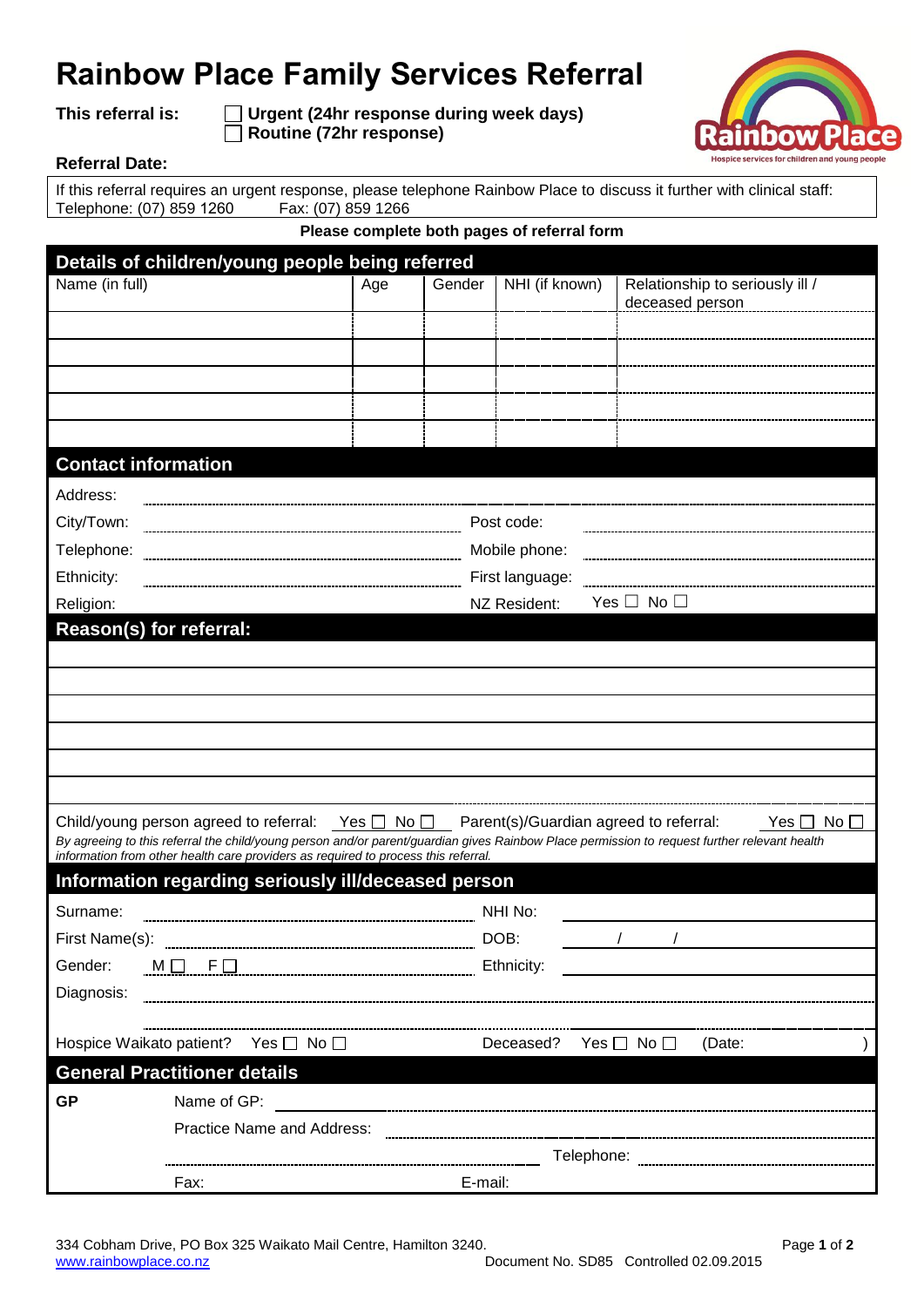# Rainbow Place Family Services Referral

**This referral is:** ☐ **Urgent (24hr response during week days)**
☐ **Routine (72hr response)**

**Referral Date:**

If this referral requires an urgent response, please telephone Rainbow Place to discuss it further with clinical staff:
Telephone: (07) 859 1260 Fax: (07) 859 1266

**Please complete both pages of referral form**

## Details of children/young people being referred

| Name (in full) | Age | Gender | NHI (if known) | Relationship to seriously ill / deceased person |
|---|---|---|---|---|
| | | | | |
| | | | | |
| | | | | |
| | | | | |
| | | | | |

## Contact information

Address:

City/Town: Post code:

Telephone: Mobile phone:

Ethnicity: First language:

Religion: NZ Resident: Yes ☐ No ☐

## Reason(s) for referral:

Child/young person agreed to referral: Yes ☐ No ☐ Parent(s)/Guardian agreed to referral: Yes ☐ No ☐

*By agreeing to this referral the child/young person and/or parent/guardian gives Rainbow Place permission to request further relevant health information from other health care providers as required to process this referral.*

## Information regarding seriously ill/deceased person

Surname: NHI No:

First Name(s): DOB: / /

Gender: M ☐ F ☐ Ethnicity:

Diagnosis:

Hospice Waikato patient? Yes ☐ No ☐ Deceased? Yes ☐ No ☐ (Date: )

## General Practitioner details

**GP** Name of GP:

Practice Name and Address:

Telephone:

Fax: E-mail:

334 Cobham Drive, PO Box 325 Waikato Mail Centre, Hamilton 3240.
www.rainbowplace.co.nz

Document No. SD85 Controlled 02.09.2015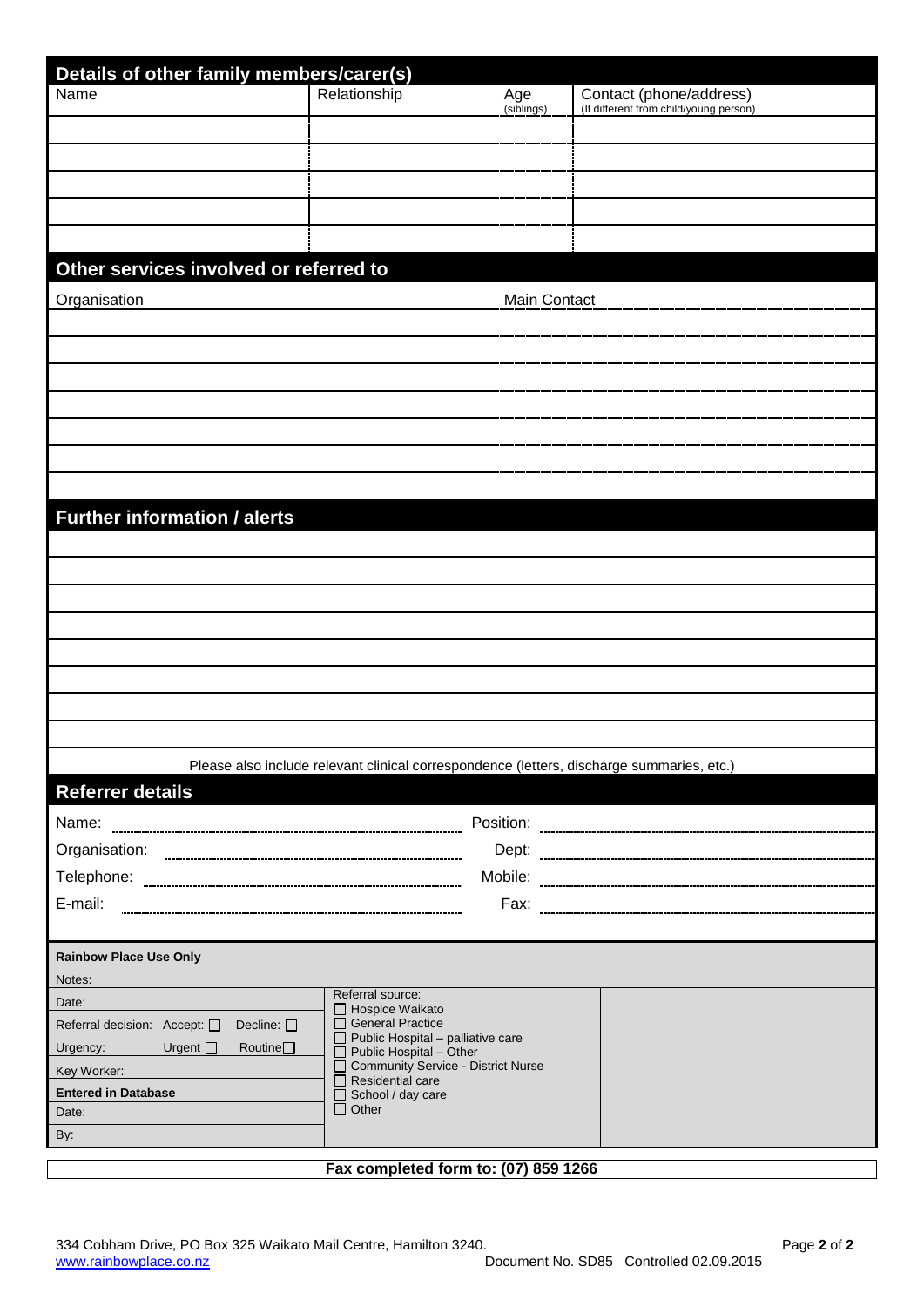## Details of other family members/carer(s)

| Name | Relationship | Age (siblings) | Contact (phone/address) (If different from child/young person) |
| --- | --- | --- | --- |
| | | | |
| | | | |
| | | | |
| | | | |
| | | | |

## Other services involved or referred to

| Organisation | Main Contact |
| --- | --- |
| | |
| | |
| | |
| | |
| | |
| | |
| | |

## Further information / alerts

| |
| --- |
| |
| |
| |
| |
| |
| |
| |
| |

Please also include relevant clinical correspondence (letters, discharge summaries, etc.)

## Referrer details

| | | | |
| --- | --- | --- | --- |
| Name: | | Position: | |
| Organisation: | | Dept: | |
| Telephone: | | Mobile: | |
| E-mail: | | Fax: | |

**Rainbow Place Use Only**

Notes:

| | | |
| --- | --- | --- |
| Date: | Referral source: ☐ Hospice Waikato ☐ General Practice ☐ Public Hospital – palliative care ☐ Public Hospital – Other ☐ Community Service - District Nurse ☐ Residential care ☐ School / day care ☐ Other | |
| Referral decision: Accept: ☐ Decline: ☐ | | |
| Urgency: Urgent ☐ Routine ☐ | | |
| Key Worker: | | |
| **Entered in Database** | | |
| Date: | | |
| By: | | |

**Fax completed form to: (07) 859 1266**

334 Cobham Drive, PO Box 325 Waikato Mail Centre, Hamilton 3240.
www.rainbowplace.co.nz
Document No. SD85 Controlled 02.09.2015